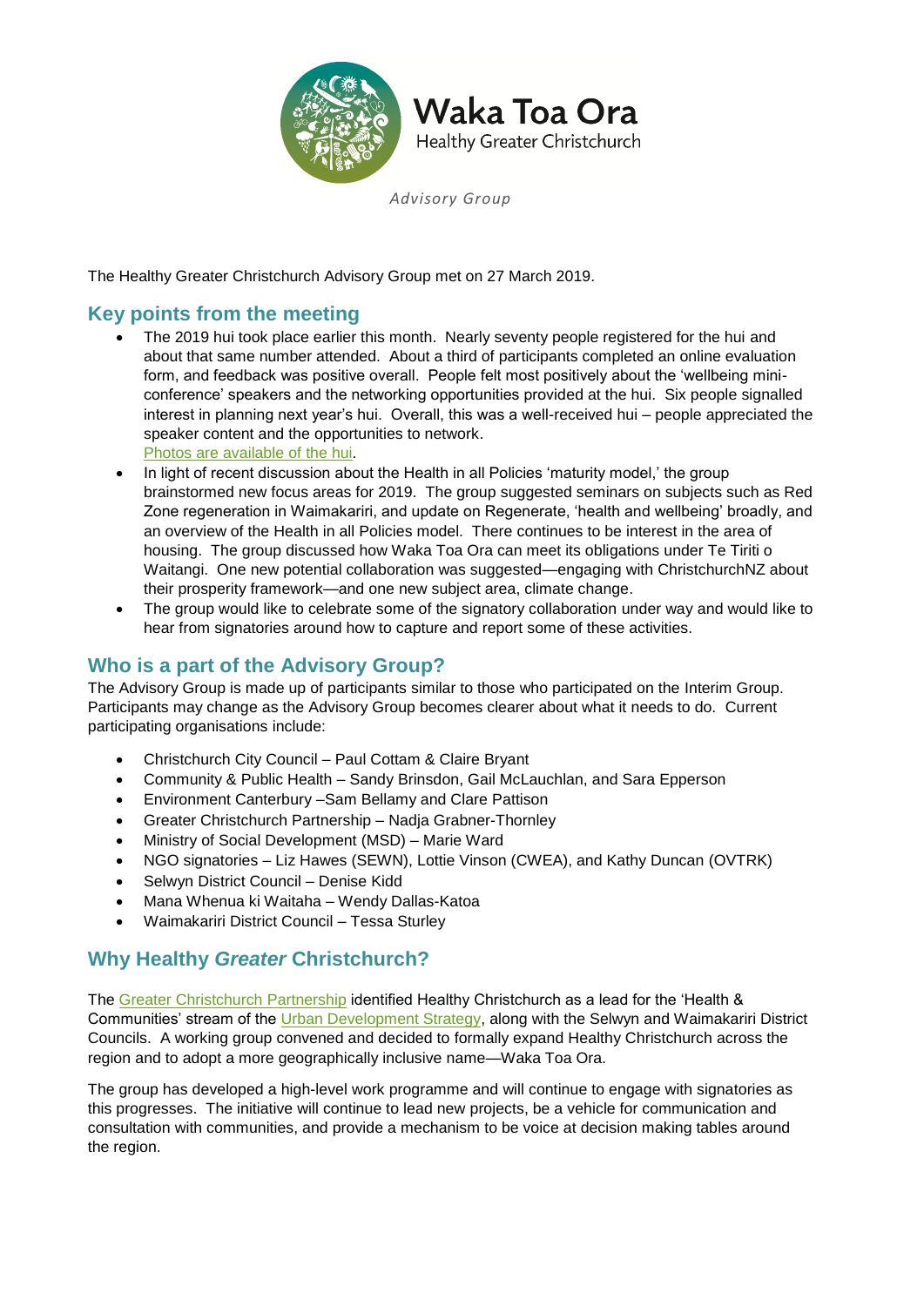# Waka Toa Ora

Healthy Greater Christchurch

*Advisory Group*

The Healthy Greater Christchurch Advisory Group met on 27 March 2019.

## Key points from the meeting

- The 2019 hui took place earlier this month. Nearly seventy people registered for the hui and about that same number attended. About a third of participants completed an online evaluation form, and feedback was positive overall. People felt most positively about the 'wellbeing mini-conference' speakers and the networking opportunities provided at the hui. Six people signalled interest in planning next year's hui. Overall, this was a well-received hui – people appreciated the speaker content and the opportunities to network.
  Photos are available of the hui.
- In light of recent discussion about the Health in all Policies 'maturity model,' the group brainstormed new focus areas for 2019. The group suggested seminars on subjects such as Red Zone regeneration in Waimakariri, and update on Regenerate, 'health and wellbeing' broadly, and an overview of the Health in all Policies model. There continues to be interest in the area of housing. The group discussed how Waka Toa Ora can meet its obligations under Te Tiriti o Waitangi. One new potential collaboration was suggested—engaging with ChristchurchNZ about their prosperity framework—and one new subject area, climate change.
- The group would like to celebrate some of the signatory collaboration under way and would like to hear from signatories around how to capture and report some of these activities.

## Who is a part of the Advisory Group?

The Advisory Group is made up of participants similar to those who participated on the Interim Group. Participants may change as the Advisory Group becomes clearer about what it needs to do. Current participating organisations include:

- Christchurch City Council – Paul Cottam & Claire Bryant
- Community & Public Health – Sandy Brinsdon, Gail McLauchlan, and Sara Epperson
- Environment Canterbury –Sam Bellamy and Clare Pattison
- Greater Christchurch Partnership – Nadja Grabner-Thornley
- Ministry of Social Development (MSD) – Marie Ward
- NGO signatories – Liz Hawes (SEWN), Lottie Vinson (CWEA), and Kathy Duncan (OVTRK)
- Selwyn District Council – Denise Kidd
- Mana Whenua ki Waitaha – Wendy Dallas-Katoa
- Waimakariri District Council – Tessa Sturley

## Why Healthy *Greater* Christchurch?

The Greater Christchurch Partnership identified Healthy Christchurch as a lead for the 'Health & Communities' stream of the Urban Development Strategy, along with the Selwyn and Waimakariri District Councils. A working group convened and decided to formally expand Healthy Christchurch across the region and to adopt a more geographically inclusive name—Waka Toa Ora.

The group has developed a high-level work programme and will continue to engage with signatories as this progresses. The initiative will continue to lead new projects, be a vehicle for communication and consultation with communities, and provide a mechanism to be voice at decision making tables around the region.